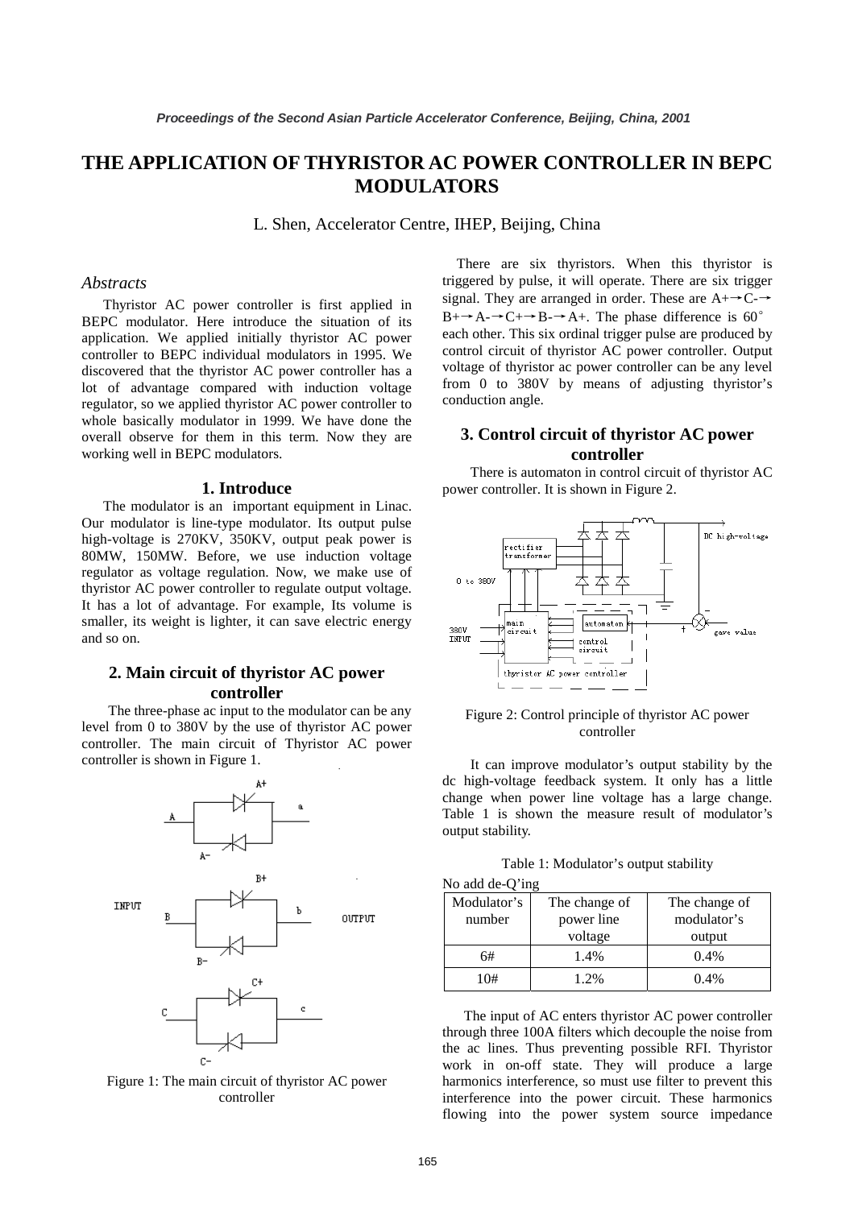# THE APPLICATION OF THYRISTOR AC POWER CONTROLLER IN BEPC MODULATORS

L. Shen, Accelerator Centre, IHEP, Beijing, China

## *Abstracts*

Thyristor AC power controller is first applied in BEPC modulator. Here introduce the situation of its application. We applied initially thyristor AC power controller to BEPC individual modulators in 1995. We discovered that the thyristor AC power controller has a lot of advantage compared with induction voltage regulator, so we applied thyristor AC power controller to whole basically modulator in 1999. We have done the overall observe for them in this term. Now they are working well in BEPC modulators.

## 1. Introduce

The modulator is an important equipment in Linac. Our modulator is line-type modulator. Its output pulse high-voltage is 270KV, 350KV, output peak power is 80MW, 150MW. Before, we use induction voltage regulator as voltage regulation. Now, we make use of thyristor AC power controller to regulate output voltage. It has a lot of advantage. For example, Its volume is smaller, its weight is lighter, it can save electric energy and so on.

## 2. Main circuit of thyristor AC power controller

The three-phase ac input to the modulator can be any level from 0 to 380V by the use of thyristor AC power controller. The main circuit of Thyristor AC power controller is shown in Figure 1.

Figure 1: The main circuit of thyristor AC power controller

There are six thyristors. When this thyristor is triggered by pulse, it will operate. There are six trigger signal. They are arranged in order. These are A+→C-→B+→A-→C+→B-→A+. The phase difference is 60° each other. This six ordinal trigger pulse are produced by control circuit of thyristor AC power controller. Output voltage of thyristor ac power controller can be any level from 0 to 380V by means of adjusting thyristor's conduction angle.

## 3. Control circuit of thyristor AC power controller

There is automaton in control circuit of thyristor AC power controller. It is shown in Figure 2.

Figure 2: Control principle of thyristor AC power controller

It can improve modulator's output stability by the dc high-voltage feedback system. It only has a little change when power line voltage has a large change. Table 1 is shown the measure result of modulator's output stability.

Table 1: Modulator's output stability

No add de-Q'ing

| Modulator's number | The change of power line voltage | The change of modulator's output |
|---|---|---|
| 6# | 1.4% | 0.4% |
| 10# | 1.2% | 0.4% |

The input of AC enters thyristor AC power controller through three 100A filters which decouple the noise from the ac lines. Thus preventing possible RFI. Thyristor work in on-off state. They will produce a large harmonics interference, so must use filter to prevent this interference into the power circuit. These harmonics flowing into the power system source impedance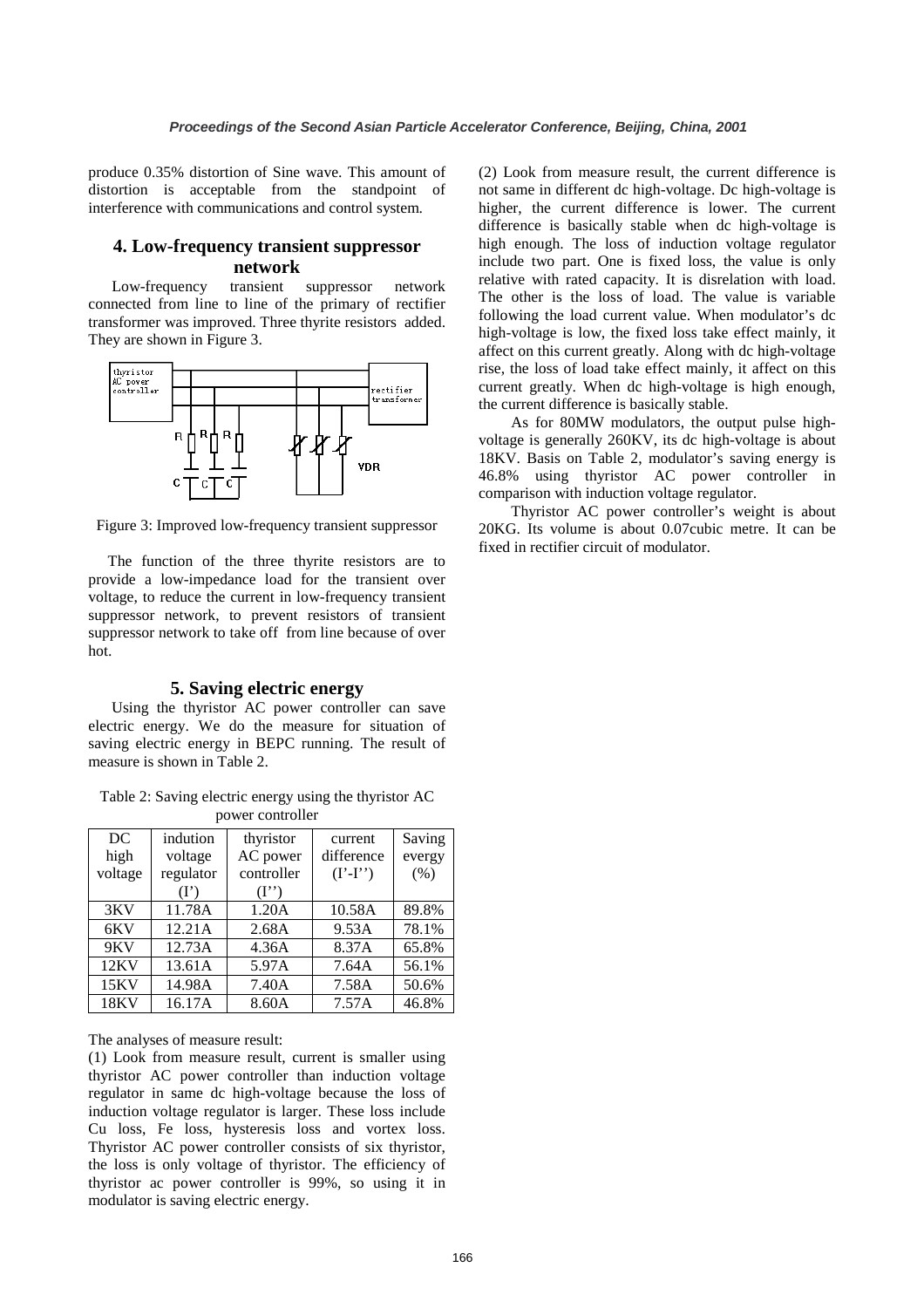produce 0.35% distortion of Sine wave. This amount of distortion is acceptable from the standpoint of interference with communications and control system.

## 4. Low-frequency transient suppressor network

Low-frequency transient suppressor network connected from line to line of the primary of rectifier transformer was improved. Three thyrite resistors added. They are shown in Figure 3.

thyristor AC power controller

rectifier transformer

R R R

C C C

VDR

Figure 3: Improved low-frequency transient suppressor

The function of the three thyrite resistors are to provide a low-impedance load for the transient over voltage, to reduce the current in low-frequency transient suppressor network, to prevent resistors of transient suppressor network to take off from line because of over hot.

## 5. Saving electric energy

Using the thyristor AC power controller can save electric energy. We do the measure for situation of saving electric energy in BEPC running. The result of measure is shown in Table 2.

Table 2: Saving electric energy using the thyristor AC power controller

| DC high voltage | indution voltage regulator (I’) | thyristor AC power controller (I’’) | current difference (I’-I’’) | Saving evergy (%) |
|---|---|---|---|---|
| 3KV | 11.78A | 1.20A | 10.58A | 89.8% |
| 6KV | 12.21A | 2.68A | 9.53A | 78.1% |
| 9KV | 12.73A | 4.36A | 8.37A | 65.8% |
| 12KV | 13.61A | 5.97A | 7.64A | 56.1% |
| 15KV | 14.98A | 7.40A | 7.58A | 50.6% |
| 18KV | 16.17A | 8.60A | 7.57A | 46.8% |

The analyses of measure result:

(1) Look from measure result, current is smaller using thyristor AC power controller than induction voltage regulator in same dc high-voltage because the loss of induction voltage regulator is larger. These loss include Cu loss, Fe loss, hysteresis loss and vortex loss. Thyristor AC power controller consists of six thyristor, the loss is only voltage of thyristor. The efficiency of thyristor ac power controller is 99%, so using it in modulator is saving electric energy.

(2) Look from measure result, the current difference is not same in different dc high-voltage. Dc high-voltage is higher, the current difference is lower. The current difference is basically stable when dc high-voltage is high enough. The loss of induction voltage regulator include two part. One is fixed loss, the value is only relative with rated capacity. It is disrelation with load. The other is the loss of load. The value is variable following the load current value. When modulator’s dc high-voltage is low, the fixed loss take effect mainly, it affect on this current greatly. Along with dc high-voltage rise, the loss of load take effect mainly, it affect on this current greatly. When dc high-voltage is high enough, the current difference is basically stable.

As for 80MW modulators, the output pulse high-voltage is generally 260KV, its dc high-voltage is about 18KV. Basis on Table 2, modulator’s saving energy is 46.8% using thyristor AC power controller in comparison with induction voltage regulator.

Thyristor AC power controller’s weight is about 20KG. Its volume is about 0.07cubic metre. It can be fixed in rectifier circuit of modulator.